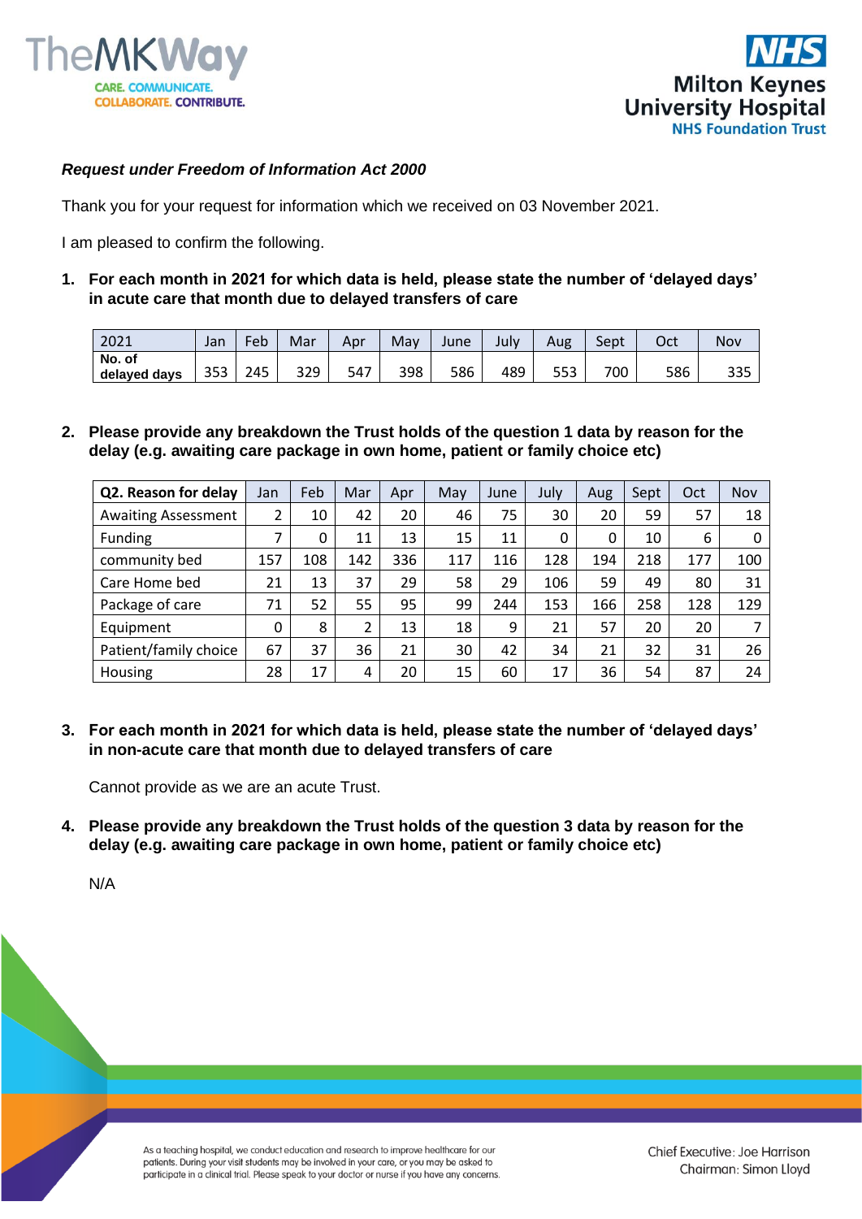***Request under Freedom of Information Act 2000***

Thank you for your request for information which we received on 03 November 2021.

I am pleased to confirm the following.

1. **For each month in 2021 for which data is held, please state the number of 'delayed days' in acute care that month due to delayed transfers of care**

| 2021 | Jan | Feb | Mar | Apr | May | June | July | Aug | Sept | Oct | Nov |
|---|---|---|---|---|---|---|---|---|---|---|---|
| **No. of delayed days** | 353 | 245 | 329 | 547 | 398 | 586 | 489 | 553 | 700 | 586 | 335 |

2. **Please provide any breakdown the Trust holds of the question 1 data by reason for the delay (e.g. awaiting care package in own home, patient or family choice etc)**

| **Q2. Reason for delay** | Jan | Feb | Mar | Apr | May | June | July | Aug | Sept | Oct | Nov |
|---|---|---|---|---|---|---|---|---|---|---|---|
| Awaiting Assessment | 2 | 10 | 42 | 20 | 46 | 75 | 30 | 20 | 59 | 57 | 18 |
| Funding | 7 | 0 | 11 | 13 | 15 | 11 | 0 | 0 | 10 | 6 | 0 |
| community bed | 157 | 108 | 142 | 336 | 117 | 116 | 128 | 194 | 218 | 177 | 100 |
| Care Home bed | 21 | 13 | 37 | 29 | 58 | 29 | 106 | 59 | 49 | 80 | 31 |
| Package of care | 71 | 52 | 55 | 95 | 99 | 244 | 153 | 166 | 258 | 128 | 129 |
| Equipment | 0 | 8 | 2 | 13 | 18 | 9 | 21 | 57 | 20 | 20 | 7 |
| Patient/family choice | 67 | 37 | 36 | 21 | 30 | 42 | 34 | 21 | 32 | 31 | 26 |
| Housing | 28 | 17 | 4 | 20 | 15 | 60 | 17 | 36 | 54 | 87 | 24 |

3. **For each month in 2021 for which data is held, please state the number of 'delayed days' in non-acute care that month due to delayed transfers of care**

   Cannot provide as we are an acute Trust.

4. **Please provide any breakdown the Trust holds of the question 3 data by reason for the delay (e.g. awaiting care package in own home, patient or family choice etc)**

   N/A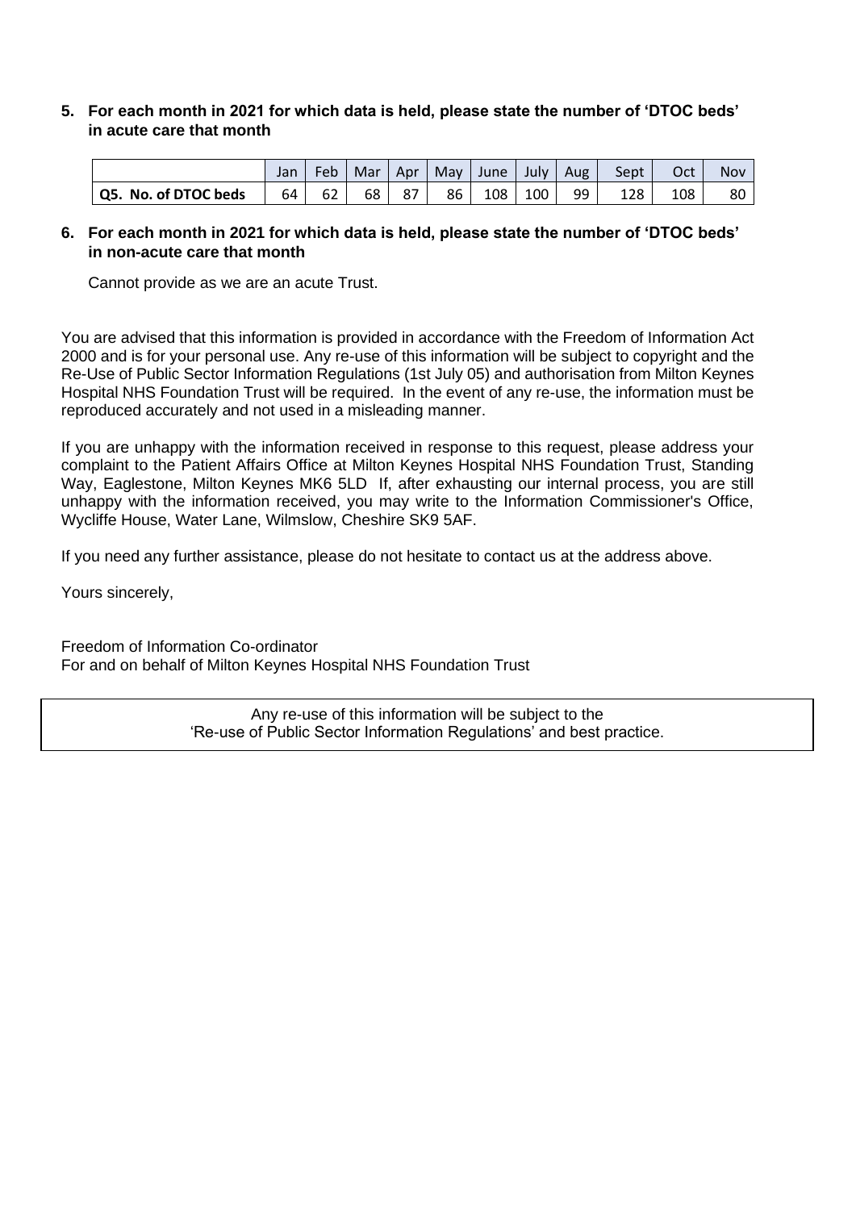**5. For each month in 2021 for which data is held, please state the number of 'DTOC beds' in acute care that month**

| | Jan | Feb | Mar | Apr | May | June | July | Aug | Sept | Oct | Nov |
|---|---|---|---|---|---|---|---|---|---|---|---|
| **Q5. No. of DTOC beds** | 64 | 62 | 68 | 87 | 86 | 108 | 100 | 99 | 128 | 108 | 80 |

**6. For each month in 2021 for which data is held, please state the number of 'DTOC beds' in non-acute care that month**

Cannot provide as we are an acute Trust.

You are advised that this information is provided in accordance with the Freedom of Information Act 2000 and is for your personal use. Any re-use of this information will be subject to copyright and the Re-Use of Public Sector Information Regulations (1st July 05) and authorisation from Milton Keynes Hospital NHS Foundation Trust will be required. In the event of any re-use, the information must be reproduced accurately and not used in a misleading manner.

If you are unhappy with the information received in response to this request, please address your complaint to the Patient Affairs Office at Milton Keynes Hospital NHS Foundation Trust, Standing Way, Eaglestone, Milton Keynes MK6 5LD If, after exhausting our internal process, you are still unhappy with the information received, you may write to the Information Commissioner's Office, Wycliffe House, Water Lane, Wilmslow, Cheshire SK9 5AF.

If you need any further assistance, please do not hesitate to contact us at the address above.

Yours sincerely,

Freedom of Information Co-ordinator
For and on behalf of Milton Keynes Hospital NHS Foundation Trust

Any re-use of this information will be subject to the
'Re-use of Public Sector Information Regulations' and best practice.